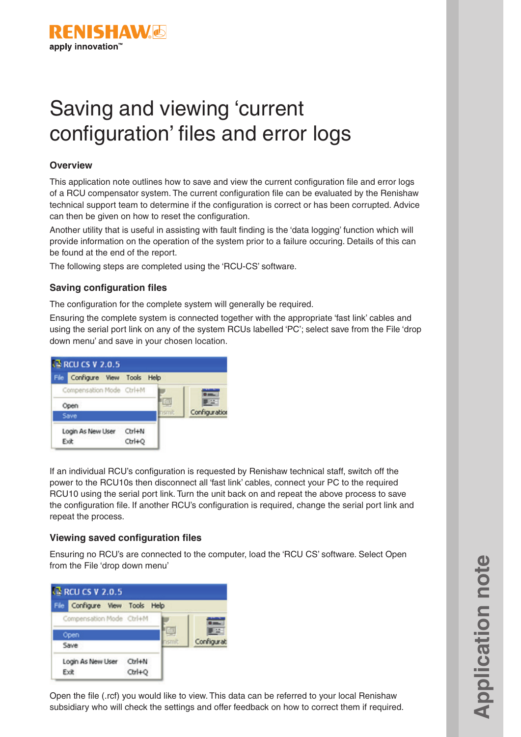RENISHAW
apply innovation™

# Saving and viewing 'current configuration' files and error logs

### Overview

This application note outlines how to save and view the current configuration file and error logs of a RCU compensator system. The current configuration file can be evaluated by the Renishaw technical support team to determine if the configuration is correct or has been corrupted. Advice can then be given on how to reset the configuration.

Another utility that is useful in assisting with fault finding is the 'data logging' function which will provide information on the operation of the system prior to a failure occuring. Details of this can be found at the end of the report.

The following steps are completed using the 'RCU-CS' software.

### Saving configuration files

The configuration for the complete system will generally be required.

Ensuring the complete system is connected together with the appropriate 'fast link' cables and using the serial port link on any of the system RCUs labelled 'PC'; select save from the File 'drop down menu' and save in your chosen location.

If an individual RCU's configuration is requested by Renishaw technical staff, switch off the power to the RCU10s then disconnect all 'fast link' cables, connect your PC to the required RCU10 using the serial port link. Turn the unit back on and repeat the above process to save the configuration file. If another RCU's configuration is required, change the serial port link and repeat the process.

### Viewing saved configuration files

Ensuring no RCU's are connected to the computer, load the 'RCU CS' software. Select Open from the File 'drop down menu'

Open the file (.rcf) you would like to view. This data can be referred to your local Renishaw subsidiary who will check the settings and offer feedback on how to correct them if required.

Application note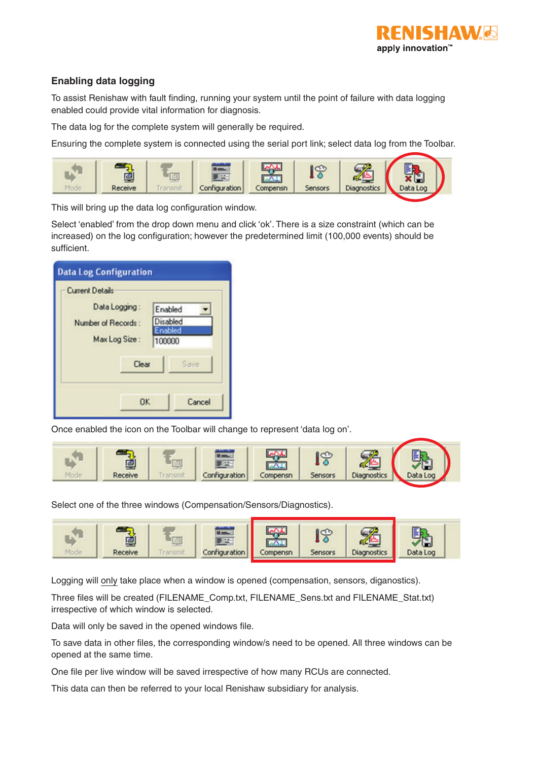## Enabling data logging

To assist Renishaw with fault finding, running your system until the point of failure with data logging enabled could provide vital information for diagnosis.

The data log for the complete system will generally be required.

Ensuring the complete system is connected using the serial port link; select data log from the Toolbar.

This will bring up the data log configuration window.

Select 'enabled' from the drop down menu and click 'ok'. There is a size constraint (which can be increased) on the log configuration; however the predetermined limit (100,000 events) should be sufficient.

Once enabled the icon on the Toolbar will change to represent 'data log on'.

Select one of the three windows (Compensation/Sensors/Diagnostics).

Logging will only take place when a window is opened (compensation, sensors, diganostics).

Three files will be created (FILENAME_Comp.txt, FILENAME_Sens.txt and FILENAME_Stat.txt) irrespective of which window is selected.

Data will only be saved in the opened windows file.

To save data in other files, the corresponding window/s need to be opened. All three windows can be opened at the same time.

One file per live window will be saved irrespective of how many RCUs are connected.

This data can then be referred to your local Renishaw subsidiary for analysis.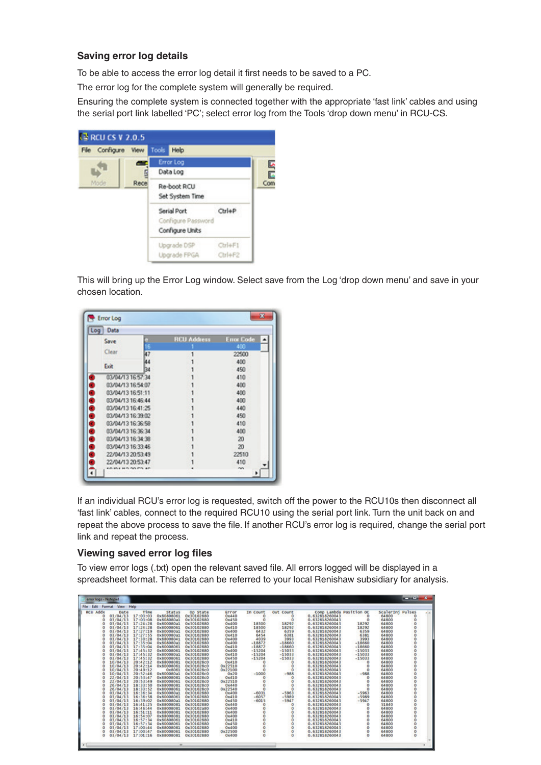## Saving error log details

To be able to access the error log detail it first needs to be saved to a PC.

The error log for the complete system will generally be required.

Ensuring the complete system is connected together with the appropriate 'fast link' cables and using the serial port link labelled 'PC'; select error log from the Tools 'drop down menu' in RCU-CS.

This will bring up the Error Log window. Select save from the Log 'drop down menu' and save in your chosen location.

If an individual RCU's error log is requested, switch off the power to the RCU10s then disconnect all 'fast link' cables, connect to the required RCU10 using the serial port link. Turn the unit back on and repeat the above process to save the file. If another RCU's error log is required, change the serial port link and repeat the process.

## Viewing saved error log files

To view error logs (.txt) open the relevant saved file. All errors logged will be displayed in a spreadsheet format. This data can be referred to your local Renishaw subsidiary for analysis.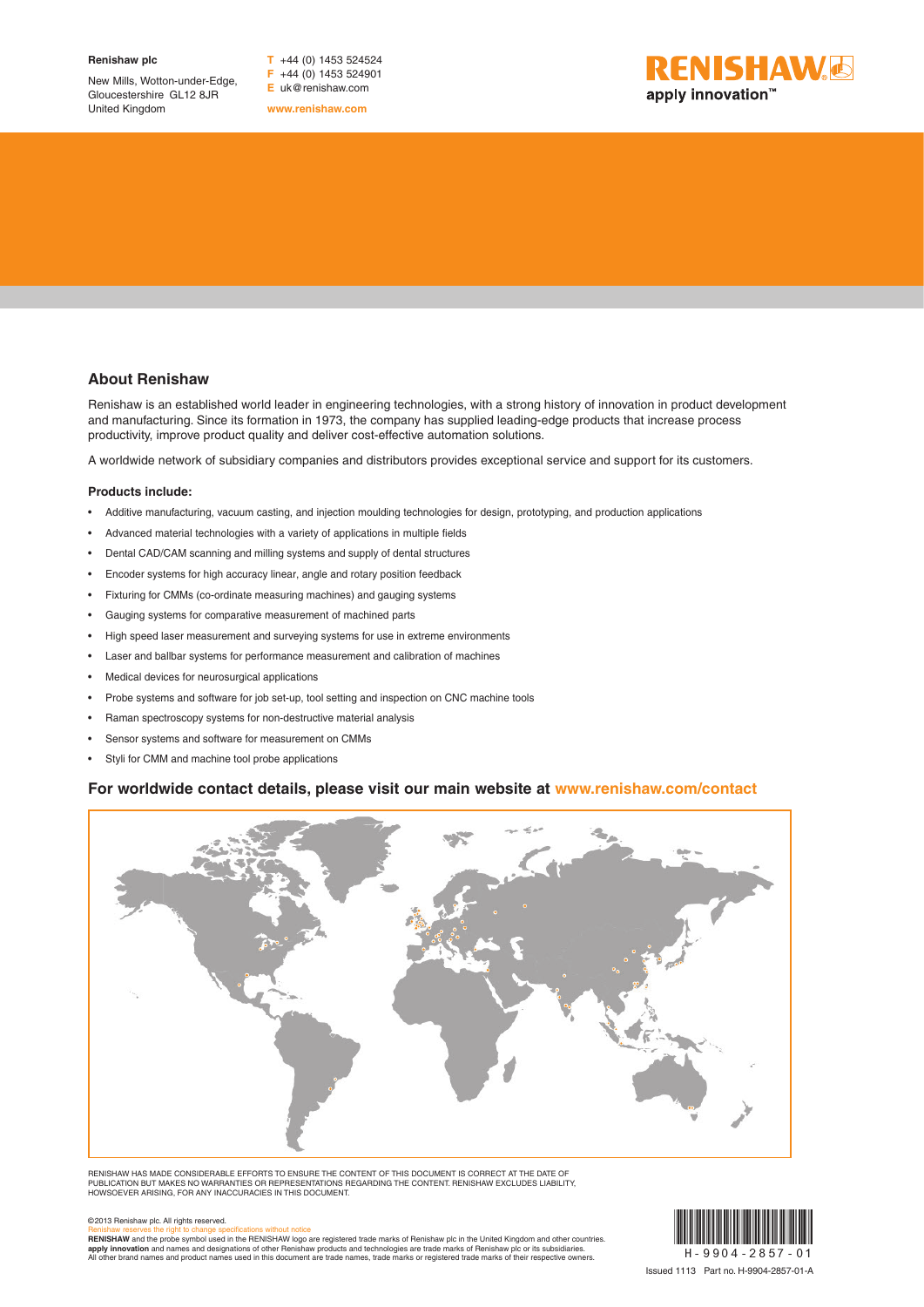**Renishaw plc**

New Mills, Wotton-under-Edge,
Gloucestershire GL12 8JR
United Kingdom

**T** +44 (0) 1453 524524
**F** +44 (0) 1453 524901
**E** uk@renishaw.com

**www.renishaw.com**

RENISHAW
apply innovation™

## About Renishaw

Renishaw is an established world leader in engineering technologies, with a strong history of innovation in product development and manufacturing. Since its formation in 1973, the company has supplied leading-edge products that increase process productivity, improve product quality and deliver cost-effective automation solutions.

A worldwide network of subsidiary companies and distributors provides exceptional service and support for its customers.

### Products include:

- Additive manufacturing, vacuum casting, and injection moulding technologies for design, prototyping, and production applications
- Advanced material technologies with a variety of applications in multiple fields
- Dental CAD/CAM scanning and milling systems and supply of dental structures
- Encoder systems for high accuracy linear, angle and rotary position feedback
- Fixturing for CMMs (co-ordinate measuring machines) and gauging systems
- Gauging systems for comparative measurement of machined parts
- High speed laser measurement and surveying systems for use in extreme environments
- Laser and ballbar systems for performance measurement and calibration of machines
- Medical devices for neurosurgical applications
- Probe systems and software for job set-up, tool setting and inspection on CNC machine tools
- Raman spectroscopy systems for non-destructive material analysis
- Sensor systems and software for measurement on CMMs
- Styli for CMM and machine tool probe applications

### For worldwide contact details, please visit our main website at www.renishaw.com/contact

RENISHAW HAS MADE CONSIDERABLE EFFORTS TO ENSURE THE CONTENT OF THIS DOCUMENT IS CORRECT AT THE DATE OF PUBLICATION BUT MAKES NO WARRANTIES OR REPRESENTATIONS REGARDING THE CONTENT. RENISHAW EXCLUDES LIABILITY, HOWSOEVER ARISING, FOR ANY INACCURACIES IN THIS DOCUMENT.

©2013 Renishaw plc. All rights reserved.
Renishaw reserves the right to change specifications without notice
**RENISHAW** and the probe symbol used in the RENISHAW logo are registered trade marks of Renishaw plc in the United Kingdom and other countries.
**apply innovation** and names and designations of other Renishaw products and technologies are trade marks of Renishaw plc or its subsidiaries.
All other brand names and product names used in this document are trade names, trade marks or registered trade marks of their respective owners.

H-9904-2857-01

Issued 1113 Part no. H-9904-2857-01-A